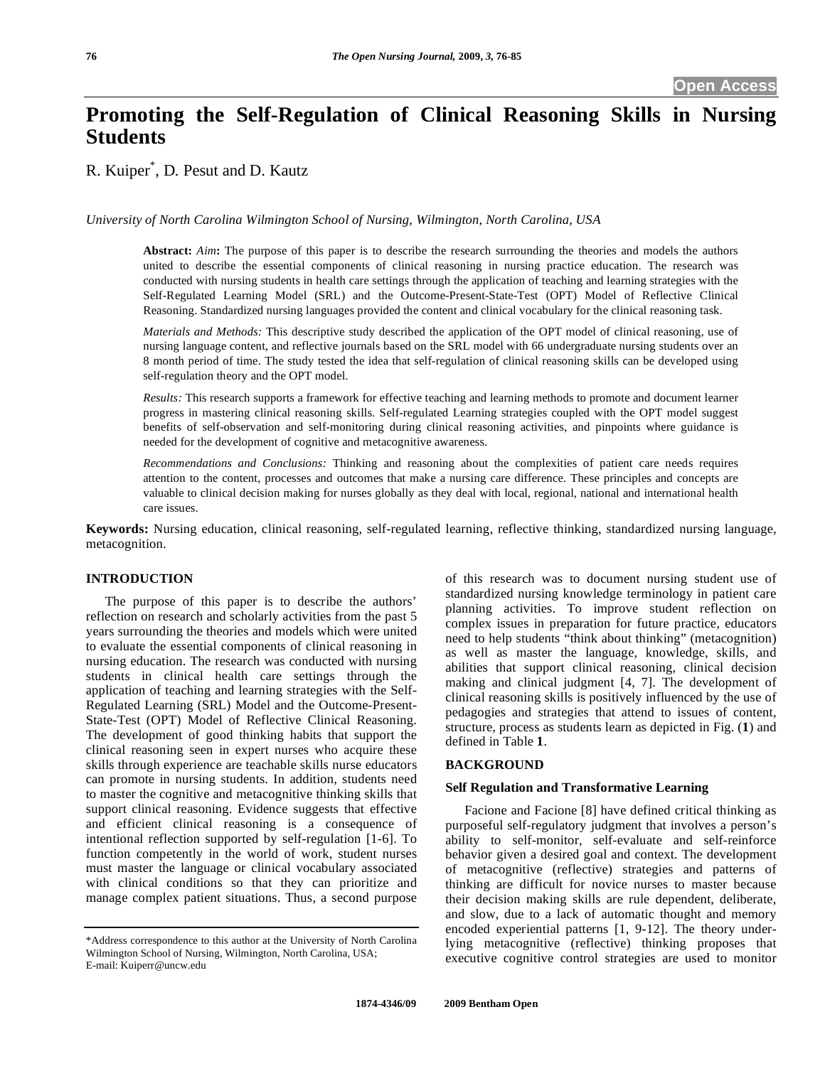Open Access

# Promoting the Self-Regulation of Clinical Reasoning Skills in Nursing Students

R. Kuiper*, D. Pesut and D. Kautz

*University of North Carolina Wilmington School of Nursing, Wilmington, North Carolina, USA*

**Abstract:** *Aim***:** The purpose of this paper is to describe the research surrounding the theories and models the authors united to describe the essential components of clinical reasoning in nursing practice education. The research was conducted with nursing students in health care settings through the application of teaching and learning strategies with the Self-Regulated Learning Model (SRL) and the Outcome-Present-State-Test (OPT) Model of Reflective Clinical Reasoning. Standardized nursing languages provided the content and clinical vocabulary for the clinical reasoning task.

*Materials and Methods:* This descriptive study described the application of the OPT model of clinical reasoning, use of nursing language content, and reflective journals based on the SRL model with 66 undergraduate nursing students over an 8 month period of time. The study tested the idea that self-regulation of clinical reasoning skills can be developed using self-regulation theory and the OPT model.

*Results:* This research supports a framework for effective teaching and learning methods to promote and document learner progress in mastering clinical reasoning skills. Self-regulated Learning strategies coupled with the OPT model suggest benefits of self-observation and self-monitoring during clinical reasoning activities, and pinpoints where guidance is needed for the development of cognitive and metacognitive awareness.

*Recommendations and Conclusions:* Thinking and reasoning about the complexities of patient care needs requires attention to the content, processes and outcomes that make a nursing care difference. These principles and concepts are valuable to clinical decision making for nurses globally as they deal with local, regional, national and international health care issues.

**Keywords:** Nursing education, clinical reasoning, self-regulated learning, reflective thinking, standardized nursing language, metacognition.

## INTRODUCTION

The purpose of this paper is to describe the authors' reflection on research and scholarly activities from the past 5 years surrounding the theories and models which were united to evaluate the essential components of clinical reasoning in nursing education. The research was conducted with nursing students in clinical health care settings through the application of teaching and learning strategies with the Self-Regulated Learning (SRL) Model and the Outcome-Present-State-Test (OPT) Model of Reflective Clinical Reasoning. The development of good thinking habits that support the clinical reasoning seen in expert nurses who acquire these skills through experience are teachable skills nurse educators can promote in nursing students. In addition, students need to master the cognitive and metacognitive thinking skills that support clinical reasoning. Evidence suggests that effective and efficient clinical reasoning is a consequence of intentional reflection supported by self-regulation [1-6]. To function competently in the world of work, student nurses must master the language or clinical vocabulary associated with clinical conditions so that they can prioritize and manage complex patient situations. Thus, a second purpose of this research was to document nursing student use of standardized nursing knowledge terminology in patient care planning activities. To improve student reflection on complex issues in preparation for future practice, educators need to help students "think about thinking" (metacognition) as well as master the language, knowledge, skills, and abilities that support clinical reasoning, clinical decision making and clinical judgment [4, 7]. The development of clinical reasoning skills is positively influenced by the use of pedagogies and strategies that attend to issues of content, structure, process as students learn as depicted in Fig. (**1**) and defined in Table **1**.

## BACKGROUND

### Self Regulation and Transformative Learning

Facione and Facione [8] have defined critical thinking as purposeful self-regulatory judgment that involves a person's ability to self-monitor, self-evaluate and self-reinforce behavior given a desired goal and context. The development of metacognitive (reflective) strategies and patterns of thinking are difficult for novice nurses to master because their decision making skills are rule dependent, deliberate, and slow, due to a lack of automatic thought and memory encoded experiential patterns [1, 9-12]. The theory underlying metacognitive (reflective) thinking proposes that executive cognitive control strategies are used to monitor

*Address correspondence to this author at the University of North Carolina Wilmington School of Nursing, Wilmington, North Carolina, USA; E-mail: Kuiperr@uncw.edu

1874-4346/09 2009 Bentham Open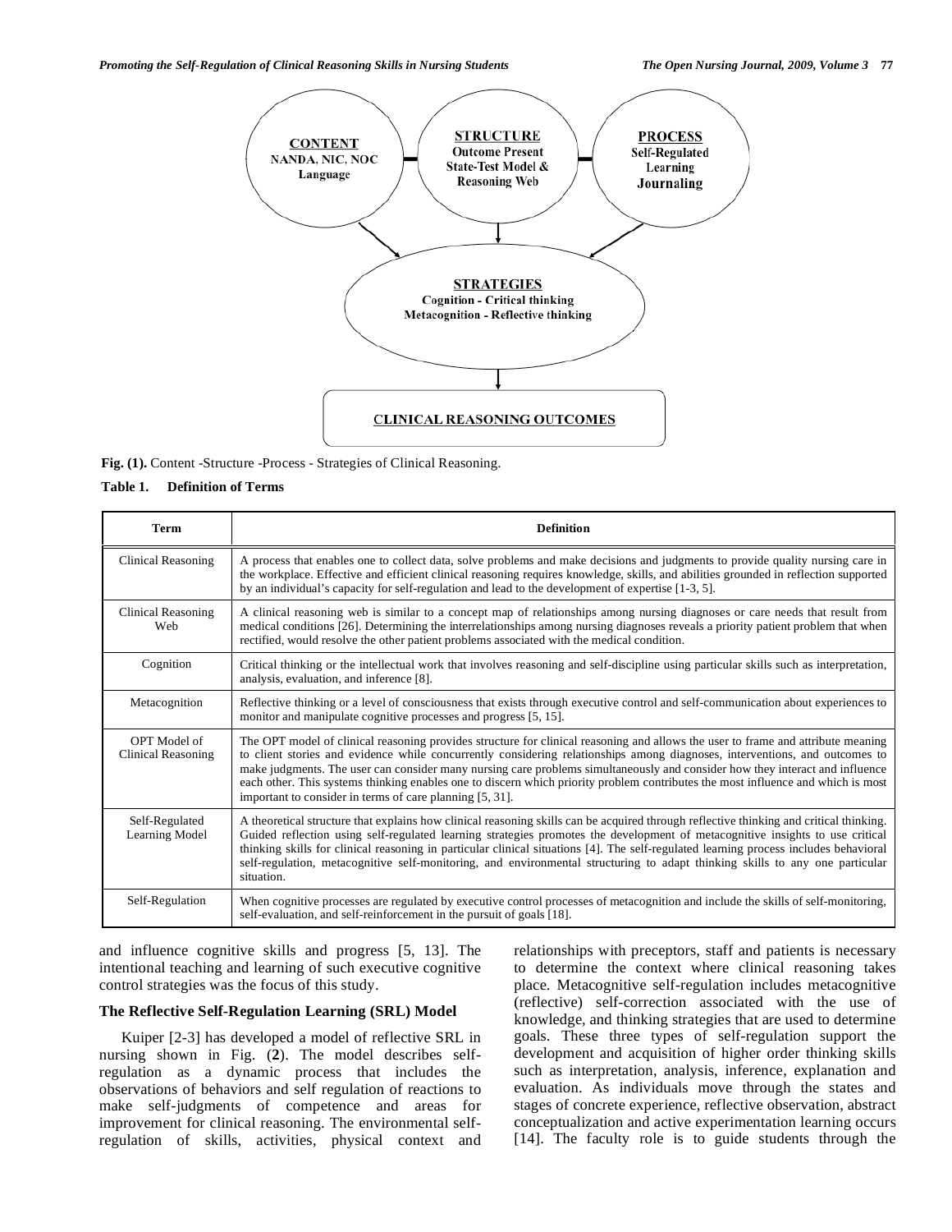Fig. (1). Content -Structure -Process - Strategies of Clinical Reasoning.

**Table 1. Definition of Terms**

| Term | Definition |
|---|---|
| Clinical Reasoning | A process that enables one to collect data, solve problems and make decisions and judgments to provide quality nursing care in the workplace. Effective and efficient clinical reasoning requires knowledge, skills, and abilities grounded in reflection supported by an individual's capacity for self-regulation and lead to the development of expertise [1-3, 5]. |
| Clinical Reasoning Web | A clinical reasoning web is similar to a concept map of relationships among nursing diagnoses or care needs that result from medical conditions [26]. Determining the interrelationships among nursing diagnoses reveals a priority patient problem that when rectified, would resolve the other patient problems associated with the medical condition. |
| Cognition | Critical thinking or the intellectual work that involves reasoning and self-discipline using particular skills such as interpretation, analysis, evaluation, and inference [8]. |
| Metacognition | Reflective thinking or a level of consciousness that exists through executive control and self-communication about experiences to monitor and manipulate cognitive processes and progress [5, 15]. |
| OPT Model of Clinical Reasoning | The OPT model of clinical reasoning provides structure for clinical reasoning and allows the user to frame and attribute meaning to client stories and evidence while concurrently considering relationships among diagnoses, interventions, and outcomes to make judgments. The user can consider many nursing care problems simultaneously and consider how they interact and influence each other. This systems thinking enables one to discern which priority problem contributes the most influence and which is most important to consider in terms of care planning [5, 31]. |
| Self-Regulated Learning Model | A theoretical structure that explains how clinical reasoning skills can be acquired through reflective thinking and critical thinking. Guided reflection using self-regulated learning strategies promotes the development of metacognitive insights to use critical thinking skills for clinical reasoning in particular clinical situations [4]. The self-regulated learning process includes behavioral self-regulation, metacognitive self-monitoring, and environmental structuring to adapt thinking skills to any one particular situation. |
| Self-Regulation | When cognitive processes are regulated by executive control processes of metacognition and include the skills of self-monitoring, self-evaluation, and self-reinforcement in the pursuit of goals [18]. |

and influence cognitive skills and progress [5, 13]. The intentional teaching and learning of such executive cognitive control strategies was the focus of this study.

### The Reflective Self-Regulation Learning (SRL) Model

Kuiper [2-3] has developed a model of reflective SRL in nursing shown in Fig. (**2**). The model describes self-regulation as a dynamic process that includes the observations of behaviors and self regulation of reactions to make self-judgments of competence and areas for improvement for clinical reasoning. The environmental self-regulation of skills, activities, physical context and relationships with preceptors, staff and patients is necessary to determine the context where clinical reasoning takes place. Metacognitive self-regulation includes metacognitive (reflective) self-correction associated with the use of knowledge, and thinking strategies that are used to determine goals. These three types of self-regulation support the development and acquisition of higher order thinking skills such as interpretation, analysis, inference, explanation and evaluation. As individuals move through the states and stages of concrete experience, reflective observation, abstract conceptualization and active experimentation learning occurs [14]. The faculty role is to guide students through the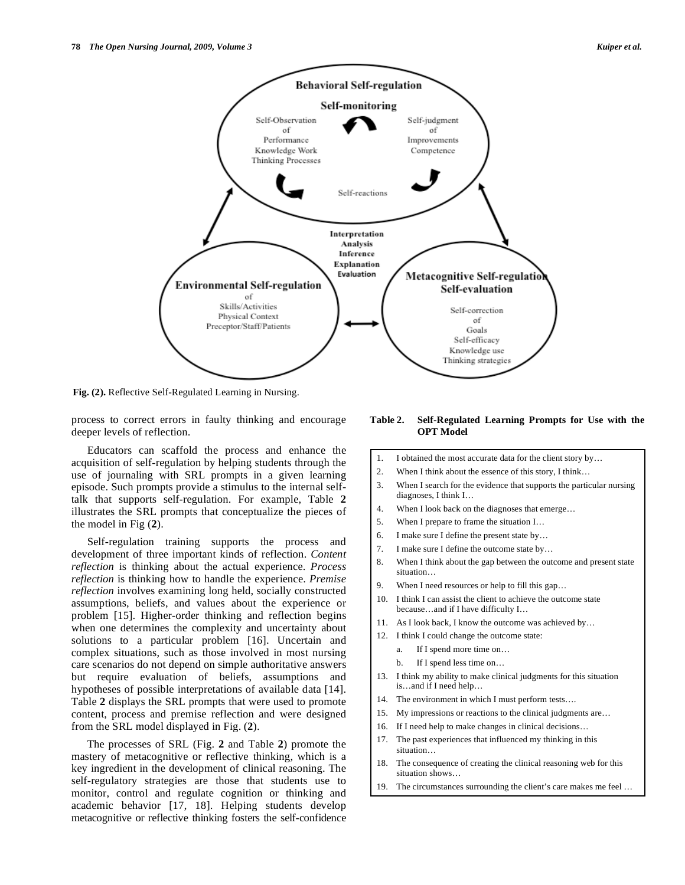Fig. (2). Reflective Self-Regulated Learning in Nursing.

process to correct errors in faulty thinking and encourage deeper levels of reflection.

Educators can scaffold the process and enhance the acquisition of self-regulation by helping students through the use of journaling with SRL prompts in a given learning episode. Such prompts provide a stimulus to the internal self-talk that supports self-regulation. For example, Table **2** illustrates the SRL prompts that conceptualize the pieces of the model in Fig (**2**).

Self-regulation training supports the process and development of three important kinds of reflection. *Content reflection* is thinking about the actual experience. *Process reflection* is thinking how to handle the experience. *Premise reflection* involves examining long held, socially constructed assumptions, beliefs, and values about the experience or problem [15]. Higher-order thinking and reflection begins when one determines the complexity and uncertainty about solutions to a particular problem [16]. Uncertain and complex situations, such as those involved in most nursing care scenarios do not depend on simple authoritative answers but require evaluation of beliefs, assumptions and hypotheses of possible interpretations of available data [14]. Table **2** displays the SRL prompts that were used to promote content, process and premise reflection and were designed from the SRL model displayed in Fig. (**2**).

The processes of SRL (Fig. **2** and Table **2**) promote the mastery of metacognitive or reflective thinking, which is a key ingredient in the development of clinical reasoning. The self-regulatory strategies are those that students use to monitor, control and regulate cognition or thinking and academic behavior [17, 18]. Helping students develop metacognitive or reflective thinking fosters the self-confidence

**Table 2. Self-Regulated Learning Prompts for Use with the OPT Model**

1. I obtained the most accurate data for the client story by…
2. When I think about the essence of this story, I think…
3. When I search for the evidence that supports the particular nursing diagnoses, I think I…
4. When I look back on the diagnoses that emerge…
5. When I prepare to frame the situation I…
6. I make sure I define the present state by…
7. I make sure I define the outcome state by…
8. When I think about the gap between the outcome and present state situation…
9. When I need resources or help to fill this gap…
10. I think I can assist the client to achieve the outcome state because…and if I have difficulty I…
11. As I look back, I know the outcome was achieved by…
12. I think I could change the outcome state:
    a. If I spend more time on…
    b. If I spend less time on…
13. I think my ability to make clinical judgments for this situation is…and if I need help…
14. The environment in which I must perform tests….
15. My impressions or reactions to the clinical judgments are…
16. If I need help to make changes in clinical decisions…
17. The past experiences that influenced my thinking in this situation…
18. The consequence of creating the clinical reasoning web for this situation shows…
19. The circumstances surrounding the client's care makes me feel …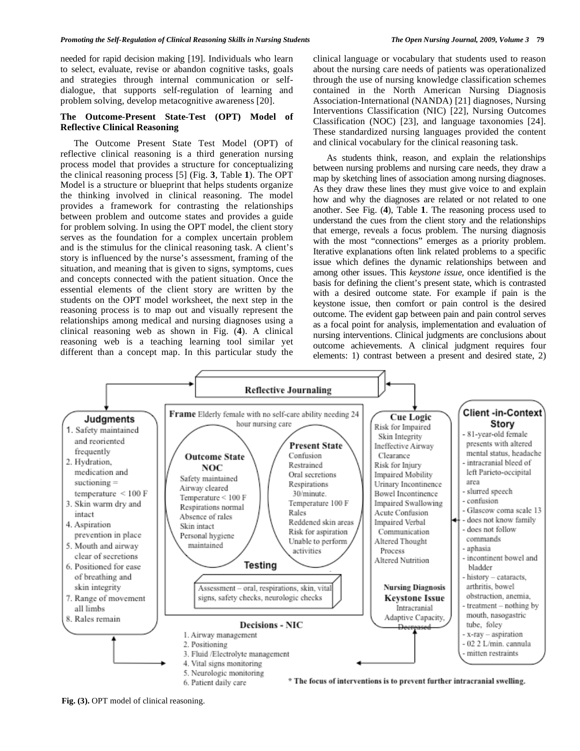needed for rapid decision making [19]. Individuals who learn to select, evaluate, revise or abandon cognitive tasks, goals and strategies through internal communication or self-dialogue, that supports self-regulation of learning and problem solving, develop metacognitive awareness [20].

### The Outcome-Present State-Test (OPT) Model of Reflective Clinical Reasoning

The Outcome Present State Test Model (OPT) of reflective clinical reasoning is a third generation nursing process model that provides a structure for conceptualizing the clinical reasoning process [5] (Fig. **3**, Table **1**). The OPT Model is a structure or blueprint that helps students organize the thinking involved in clinical reasoning. The model provides a framework for contrasting the relationships between problem and outcome states and provides a guide for problem solving. In using the OPT model, the client story serves as the foundation for a complex uncertain problem and is the stimulus for the clinical reasoning task. A client's story is influenced by the nurse's assessment, framing of the situation, and meaning that is given to signs, symptoms, cues and concepts connected with the patient situation. Once the essential elements of the client story are written by the students on the OPT model worksheet, the next step in the reasoning process is to map out and visually represent the relationships among medical and nursing diagnoses using a clinical reasoning web as shown in Fig. (**4**). A clinical reasoning web is a teaching learning tool similar yet different than a concept map. In this particular study the clinical language or vocabulary that students used to reason about the nursing care needs of patients was operationalized through the use of nursing knowledge classification schemes contained in the North American Nursing Diagnosis Association-International (NANDA) [21] diagnoses, Nursing Interventions Classification (NIC) [22], Nursing Outcomes Classification (NOC) [23], and language taxonomies [24]. These standardized nursing languages provided the content and clinical vocabulary for the clinical reasoning task.

As students think, reason, and explain the relationships between nursing problems and nursing care needs, they draw a map by sketching lines of association among nursing diagnoses. As they draw these lines they must give voice to and explain how and why the diagnoses are related or not related to one another. See Fig. (**4**), Table **1**. The reasoning process used to understand the cues from the client story and the relationships that emerge, reveals a focus problem. The nursing diagnosis with the most "connections" emerges as a priority problem. Iterative explanations often link related problems to a specific issue which defines the dynamic relationships between and among other issues. This *keystone issue,* once identified is the basis for defining the client's present state, which is contrasted with a desired outcome state. For example if pain is the keystone issue, then comfort or pain control is the desired outcome. The evident gap between pain and pain control serves as a focal point for analysis, implementation and evaluation of nursing interventions. Clinical judgments are conclusions about outcome achievements. A clinical judgment requires four elements: 1) contrast between a present and desired state, 2)

Reflective Journaling

Judgments
1. Safety maintained and reoriented frequently
2. Hydration, medication and suctioning = temperature < 100 F
3. Skin warm dry and intact
4. Aspiration prevention in place
5. Mouth and airway clear of secretions
6. Positioned for ease of breathing and skin integrity
7. Range of movement all limbs
8. Rales remain

Frame Elderly female with no self-care ability needing 24 hour nursing care

Outcome State NOC
Safety maintained
Airway cleared
Temperature < 100 F
Respirations normal
Absence of rales
Skin intact
Personal hygiene maintained

Present State
Confusion
Restrained
Oral secretions
Respirations 30/minute.
Temperature 100 F
Rales
Reddened skin areas
Risk for aspiration
Unable to perform activities

Testing
Assessment – oral, respirations, skin, vital signs, safety checks, neurologic checks

Cue Logic
Risk for Impaired Skin Integrity
Ineffective Airway Clearance
Risk for Injury
Impaired Mobility
Urinary Incontinence
Bowel Incontinence
Impaired Swallowing
Acute Confusion
Impaired Verbal Communication
Altered Thought Process
Altered Nutrition

Nursing Diagnosis
Keystone Issue
Intracranial Adaptive Capacity, Decreased

Client -in-Context Story
- 81-year-old female presents with altered mental status, headache
- intracranial bleed of left Parieto-occipital area
- slurred speech
- confusion
- Glascow coma scale 13
- does not know family
- does not follow commands
- aphasia
- incontinent bowel and bladder
- history – cataracts, arthritis, bowel obstruction, anemia,
- treatment – nothing by mouth, nasogastric tube, foley
- x-ray – aspiration
- 02 2 L/min. cannula
- mitten restraints

Decisions - NIC
1. Airway management
2. Positioning
3. Fluid /Electrolyte management
4. Vital signs monitoring
5. Neurologic monitoring
6. Patient daily care

\* The focus of interventions is to prevent further intracranial swelling.

**Fig. (3).** OPT model of clinical reasoning.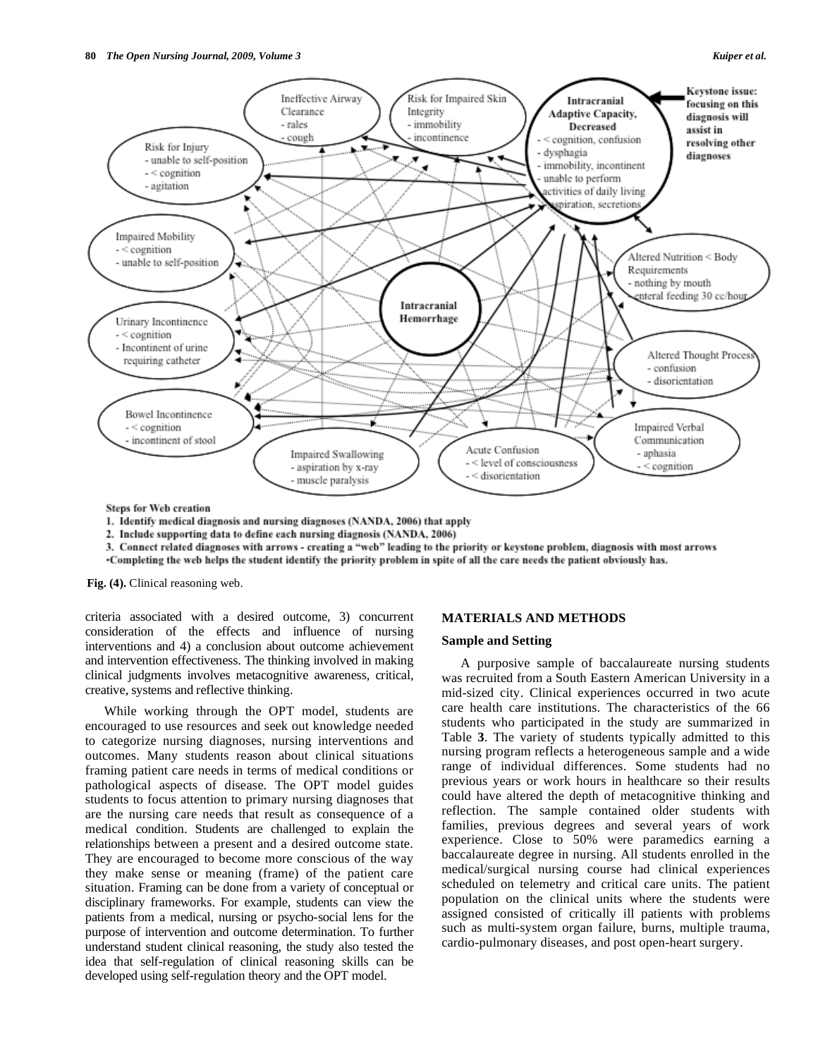Ineffective Airway Clearance
- rales
- cough

Risk for Impaired Skin Integrity
- immobility
- incontinence

Intracranial Adaptive Capacity, Decreased
- < cognition, confusion
- dysphagia
- immobility, incontinent
- unable to perform activities of daily living
- aspiration, secretions

Keystone issue: focusing on this diagnosis will assist in resolving other diagnoses

Risk for Injury
- unable to self-position
- < cognition
- agitation

Impaired Mobility
- < cognition
- unable to self-position

Altered Nutrition < Body Requirements
- nothing by mouth
- enteral feeding 30 cc/hour

Intracranial Hemorrhage

Urinary Incontinence
- < cognition
- Incontinent of urine requiring catheter

Altered Thought Process
- confusion
- disorientation

Bowel Incontinence
- < cognition
- incontinent of stool

Impaired Verbal Communication
- aphasia
- < cognition

Impaired Swallowing
- aspiration by x-ray
- muscle paralysis

Acute Confusion
- < level of consciousness
- < disorientation

**Steps for Web creation**

1. **Identify medical diagnosis and nursing diagnoses (NANDA, 2006) that apply**
2. **Include supporting data to define each nursing diagnosis (NANDA, 2006)**
3. **Connect related diagnoses with arrows - creating a "web" leading to the priority or keystone problem, diagnosis with most arrows**

•**Completing the web helps the student identify the priority problem in spite of all the care needs the patient obviously has.**

**Fig. (4).** Clinical reasoning web.

criteria associated with a desired outcome, 3) concurrent consideration of the effects and influence of nursing interventions and 4) a conclusion about outcome achievement and intervention effectiveness. The thinking involved in making clinical judgments involves metacognitive awareness, critical, creative, systems and reflective thinking.

While working through the OPT model, students are encouraged to use resources and seek out knowledge needed to categorize nursing diagnoses, nursing interventions and outcomes. Many students reason about clinical situations framing patient care needs in terms of medical conditions or pathological aspects of disease. The OPT model guides students to focus attention to primary nursing diagnoses that are the nursing care needs that result as consequence of a medical condition. Students are challenged to explain the relationships between a present and a desired outcome state. They are encouraged to become more conscious of the way they make sense or meaning (frame) of the patient care situation. Framing can be done from a variety of conceptual or disciplinary frameworks. For example, students can view the patients from a medical, nursing or psycho-social lens for the purpose of intervention and outcome determination. To further understand student clinical reasoning, the study also tested the idea that self-regulation of clinical reasoning skills can be developed using self-regulation theory and the OPT model.

## MATERIALS AND METHODS

### Sample and Setting

A purposive sample of baccalaureate nursing students was recruited from a South Eastern American University in a mid-sized city. Clinical experiences occurred in two acute care health care institutions. The characteristics of the 66 students who participated in the study are summarized in Table **3**. The variety of students typically admitted to this nursing program reflects a heterogeneous sample and a wide range of individual differences. Some students had no previous years or work hours in healthcare so their results could have altered the depth of metacognitive thinking and reflection. The sample contained older students with families, previous degrees and several years of work experience. Close to 50% were paramedics earning a baccalaureate degree in nursing. All students enrolled in the medical/surgical nursing course had clinical experiences scheduled on telemetry and critical care units. The patient population on the clinical units where the students were assigned consisted of critically ill patients with problems such as multi-system organ failure, burns, multiple trauma, cardio-pulmonary diseases, and post open-heart surgery.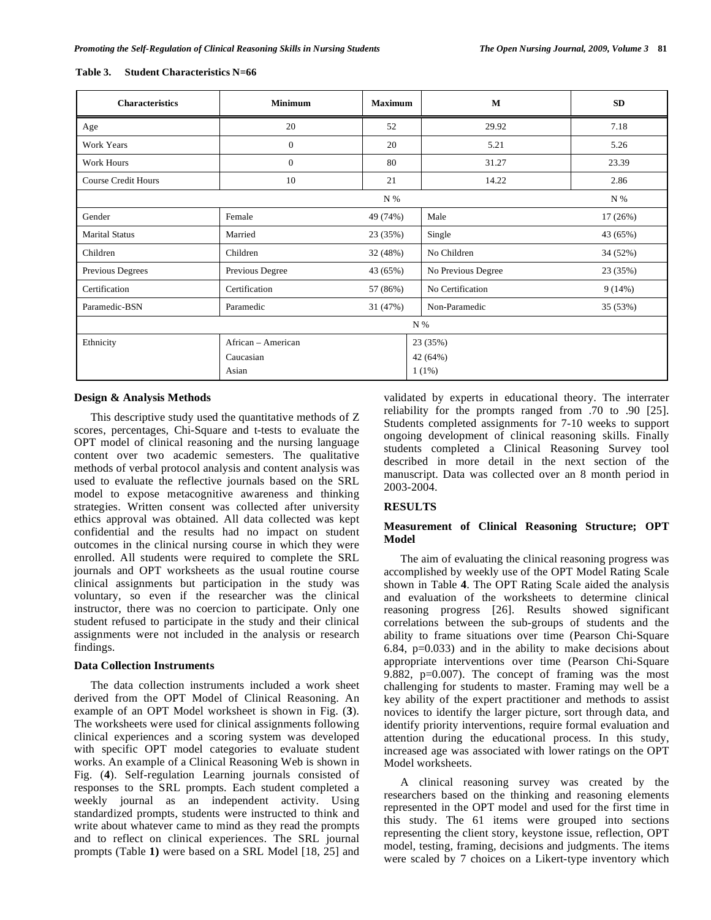**Table 3. Student Characteristics N=66**

| Characteristics | Minimum | Maximum | M | SD |
|---|---|---|---|---|
| Age | 20 | 52 | 29.92 | 7.18 |
| Work Years | 0 | 20 | 5.21 | 5.26 |
| Work Hours | 0 | 80 | 31.27 | 23.39 |
| Course Credit Hours | 10 | 21 | 14.22 | 2.86 |
| | | N % | | N % |
| Gender | Female | 49 (74%) | Male | 17 (26%) |
| Marital Status | Married | 23 (35%) | Single | 43 (65%) |
| Children | Children | 32 (48%) | No Children | 34 (52%) |
| Previous Degrees | Previous Degree | 43 (65%) | No Previous Degree | 23 (35%) |
| Certification | Certification | 57 (86%) | No Certification | 9 (14%) |
| Paramedic-BSN | Paramedic | 31 (47%) | Non-Paramedic | 35 (53%) |
| | | | N % | |
| Ethnicity | African – American | | 23 (35%) | |
| | Caucasian | | 42 (64%) | |
| | Asian | | 1 (1%) | |

### Design & Analysis Methods

This descriptive study used the quantitative methods of Z scores, percentages, Chi-Square and t-tests to evaluate the OPT model of clinical reasoning and the nursing language content over two academic semesters. The qualitative methods of verbal protocol analysis and content analysis was used to evaluate the reflective journals based on the SRL model to expose metacognitive awareness and thinking strategies. Written consent was collected after university ethics approval was obtained. All data collected was kept confidential and the results had no impact on student outcomes in the clinical nursing course in which they were enrolled. All students were required to complete the SRL journals and OPT worksheets as the usual routine course clinical assignments but participation in the study was voluntary, so even if the researcher was the clinical instructor, there was no coercion to participate. Only one student refused to participate in the study and their clinical assignments were not included in the analysis or research findings.

### Data Collection Instruments

The data collection instruments included a work sheet derived from the OPT Model of Clinical Reasoning. An example of an OPT Model worksheet is shown in Fig. (**3**). The worksheets were used for clinical assignments following clinical experiences and a scoring system was developed with specific OPT model categories to evaluate student works. An example of a Clinical Reasoning Web is shown in Fig. (**4**). Self-regulation Learning journals consisted of responses to the SRL prompts. Each student completed a weekly journal as an independent activity. Using standardized prompts, students were instructed to think and write about whatever came to mind as they read the prompts and to reflect on clinical experiences. The SRL journal prompts (Table **1)** were based on a SRL Model [18, 25] and validated by experts in educational theory. The interrater reliability for the prompts ranged from .70 to .90 [25]. Students completed assignments for 7-10 weeks to support ongoing development of clinical reasoning skills. Finally students completed a Clinical Reasoning Survey tool described in more detail in the next section of the manuscript. Data was collected over an 8 month period in 2003-2004.

## RESULTS

### Measurement of Clinical Reasoning Structure; OPT Model

The aim of evaluating the clinical reasoning progress was accomplished by weekly use of the OPT Model Rating Scale shown in Table **4**. The OPT Rating Scale aided the analysis and evaluation of the worksheets to determine clinical reasoning progress [26]. Results showed significant correlations between the sub-groups of students and the ability to frame situations over time (Pearson Chi-Square 6.84, $p=0.033$) and in the ability to make decisions about appropriate interventions over time (Pearson Chi-Square 9.882, $p=0.007$). The concept of framing was the most challenging for students to master. Framing may well be a key ability of the expert practitioner and methods to assist novices to identify the larger picture, sort through data, and identify priority interventions, require formal evaluation and attention during the educational process. In this study, increased age was associated with lower ratings on the OPT Model worksheets.

A clinical reasoning survey was created by the researchers based on the thinking and reasoning elements represented in the OPT model and used for the first time in this study. The 61 items were grouped into sections representing the client story, keystone issue, reflection, OPT model, testing, framing, decisions and judgments. The items were scaled by 7 choices on a Likert-type inventory which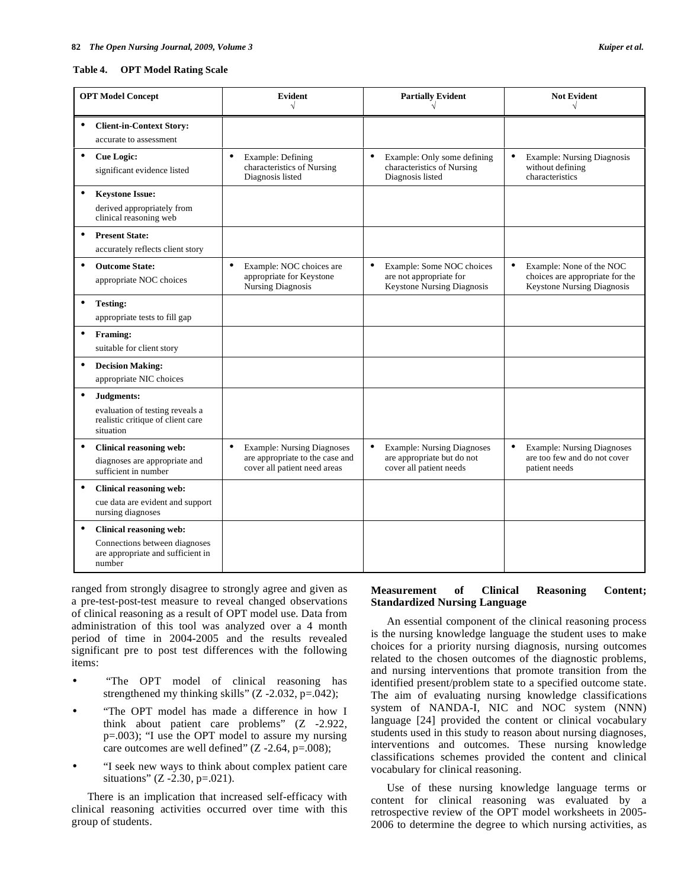**Table 4. OPT Model Rating Scale**

| OPT Model Concept | Evident √ | Partially Evident √ | Not Evident √ |
|---|---|---|---|
| • **Client-in-Context Story:** accurate to assessment | | | |
| • **Cue Logic:** significant evidence listed | • Example: Defining characteristics of Nursing Diagnosis listed | • Example: Only some defining characteristics of Nursing Diagnosis listed | • Example: Nursing Diagnosis without defining characteristics |
| • **Keystone Issue:** derived appropriately from clinical reasoning web | | | |
| • **Present State:** accurately reflects client story | | | |
| • **Outcome State:** appropriate NOC choices | • Example: NOC choices are appropriate for Keystone Nursing Diagnosis | • Example: Some NOC choices are not appropriate for Keystone Nursing Diagnosis | • Example: None of the NOC choices are appropriate for the Keystone Nursing Diagnosis |
| • **Testing:** appropriate tests to fill gap | | | |
| • **Framing:** suitable for client story | | | |
| • **Decision Making:** appropriate NIC choices | | | |
| • **Judgments:** evaluation of testing reveals a realistic critique of client care situation | | | |
| • **Clinical reasoning web:** diagnoses are appropriate and sufficient in number | • Example: Nursing Diagnoses are appropriate to the case and cover all patient need areas | • Example: Nursing Diagnoses are appropriate but do not cover all patient needs | • Example: Nursing Diagnoses are too few and do not cover patient needs |
| • **Clinical reasoning web:** cue data are evident and support nursing diagnoses | | | |
| • **Clinical reasoning web:** Connections between diagnoses are appropriate and sufficient in number | | | |

ranged from strongly disagree to strongly agree and given as a pre-test-post-test measure to reveal changed observations of clinical reasoning as a result of OPT model use. Data from administration of this tool was analyzed over a 4 month period of time in 2004-2005 and the results revealed significant pre to post test differences with the following items:

- "The OPT model of clinical reasoning has strengthened my thinking skills" (Z -2.032, p=.042);
- "The OPT model has made a difference in how I think about patient care problems" (Z -2.922, p=.003); "I use the OPT model to assure my nursing care outcomes are well defined" (Z -2.64, p=.008);
- "I seek new ways to think about complex patient care situations" (Z -2.30, p=.021).

There is an implication that increased self-efficacy with clinical reasoning activities occurred over time with this group of students.

**Measurement of Clinical Reasoning Content; Standardized Nursing Language**

An essential component of the clinical reasoning process is the nursing knowledge language the student uses to make choices for a priority nursing diagnosis, nursing outcomes related to the chosen outcomes of the diagnostic problems, and nursing interventions that promote transition from the identified present/problem state to a specified outcome state. The aim of evaluating nursing knowledge classifications system of NANDA-I, NIC and NOC system (NNN) language [24] provided the content or clinical vocabulary students used in this study to reason about nursing diagnoses, interventions and outcomes. These nursing knowledge classifications schemes provided the content and clinical vocabulary for clinical reasoning.

Use of these nursing knowledge language terms or content for clinical reasoning was evaluated by a retrospective review of the OPT model worksheets in 2005-2006 to determine the degree to which nursing activities, as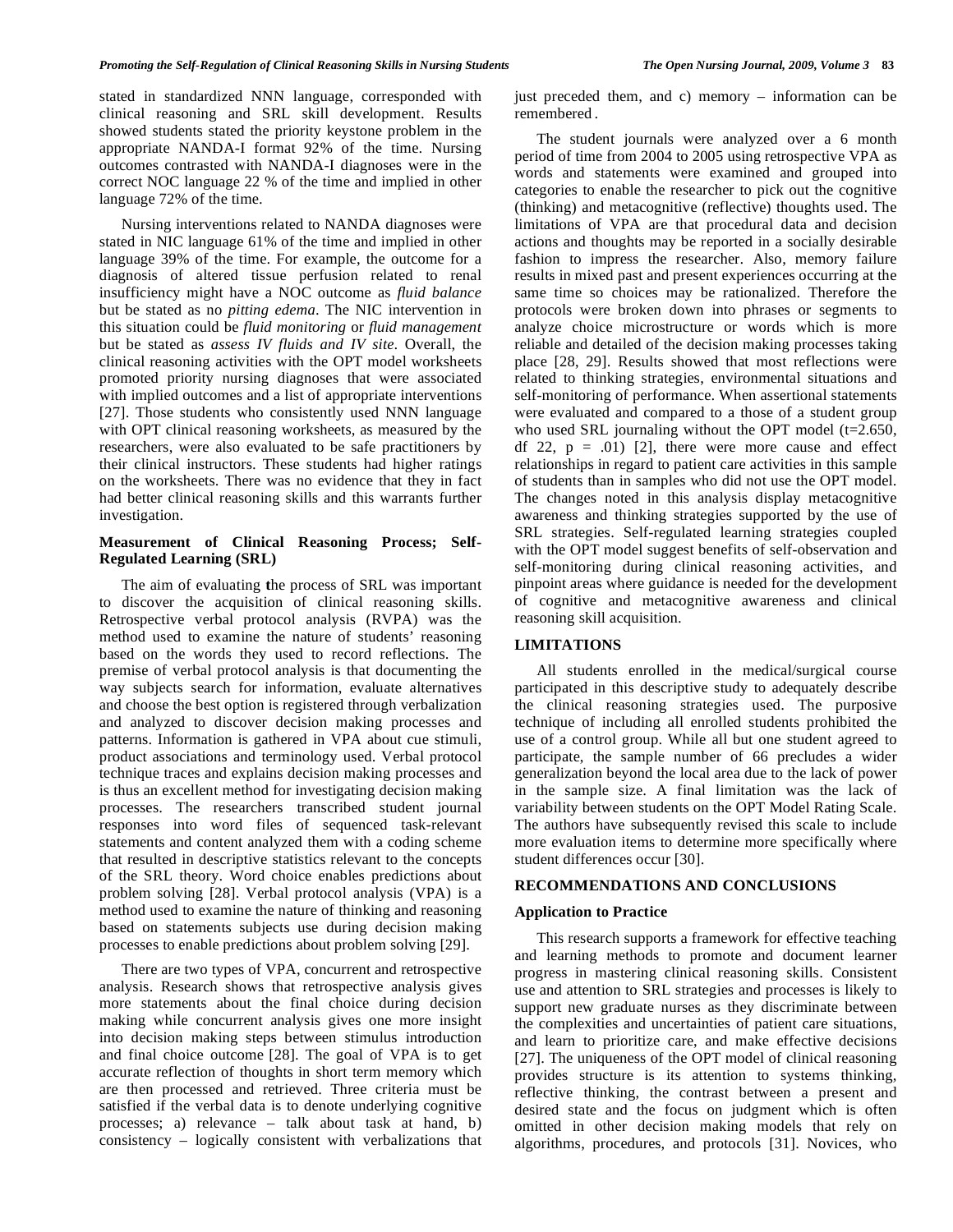stated in standardized NNN language, corresponded with clinical reasoning and SRL skill development. Results showed students stated the priority keystone problem in the appropriate NANDA-I format 92% of the time. Nursing outcomes contrasted with NANDA-I diagnoses were in the correct NOC language 22 % of the time and implied in other language 72% of the time.

Nursing interventions related to NANDA diagnoses were stated in NIC language 61% of the time and implied in other language 39% of the time. For example, the outcome for a diagnosis of altered tissue perfusion related to renal insufficiency might have a NOC outcome as *fluid balance* but be stated as no *pitting edema*. The NIC intervention in this situation could be *fluid monitoring* or *fluid management* but be stated as *assess IV fluids and IV site*. Overall, the clinical reasoning activities with the OPT model worksheets promoted priority nursing diagnoses that were associated with implied outcomes and a list of appropriate interventions [27]. Those students who consistently used NNN language with OPT clinical reasoning worksheets, as measured by the researchers, were also evaluated to be safe practitioners by their clinical instructors. These students had higher ratings on the worksheets. There was no evidence that they in fact had better clinical reasoning skills and this warrants further investigation.

### Measurement of Clinical Reasoning Process; Self-Regulated Learning (SRL)

The aim of evaluating the process of SRL was important to discover the acquisition of clinical reasoning skills. Retrospective verbal protocol analysis (RVPA) was the method used to examine the nature of students' reasoning based on the words they used to record reflections. The premise of verbal protocol analysis is that documenting the way subjects search for information, evaluate alternatives and choose the best option is registered through verbalization and analyzed to discover decision making processes and patterns. Information is gathered in VPA about cue stimuli, product associations and terminology used. Verbal protocol technique traces and explains decision making processes and is thus an excellent method for investigating decision making processes. The researchers transcribed student journal responses into word files of sequenced task-relevant statements and content analyzed them with a coding scheme that resulted in descriptive statistics relevant to the concepts of the SRL theory. Word choice enables predictions about problem solving [28]. Verbal protocol analysis (VPA) is a method used to examine the nature of thinking and reasoning based on statements subjects use during decision making processes to enable predictions about problem solving [29].

There are two types of VPA, concurrent and retrospective analysis. Research shows that retrospective analysis gives more statements about the final choice during decision making while concurrent analysis gives one more insight into decision making steps between stimulus introduction and final choice outcome [28]. The goal of VPA is to get accurate reflection of thoughts in short term memory which are then processed and retrieved. Three criteria must be satisfied if the verbal data is to denote underlying cognitive processes; a) relevance – talk about task at hand, b) consistency – logically consistent with verbalizations that just preceded them, and c) memory – information can be remembered.

The student journals were analyzed over a 6 month period of time from 2004 to 2005 using retrospective VPA as words and statements were examined and grouped into categories to enable the researcher to pick out the cognitive (thinking) and metacognitive (reflective) thoughts used. The limitations of VPA are that procedural data and decision actions and thoughts may be reported in a socially desirable fashion to impress the researcher. Also, memory failure results in mixed past and present experiences occurring at the same time so choices may be rationalized. Therefore the protocols were broken down into phrases or segments to analyze choice microstructure or words which is more reliable and detailed of the decision making processes taking place [28, 29]. Results showed that most reflections were related to thinking strategies, environmental situations and self-monitoring of performance. When assertional statements were evaluated and compared to a those of a student group who used SRL journaling without the OPT model ($t=2.650$, df 22, $p = .01$) [2], there were more cause and effect relationships in regard to patient care activities in this sample of students than in samples who did not use the OPT model. The changes noted in this analysis display metacognitive awareness and thinking strategies supported by the use of SRL strategies. Self-regulated learning strategies coupled with the OPT model suggest benefits of self-observation and self-monitoring during clinical reasoning activities, and pinpoint areas where guidance is needed for the development of cognitive and metacognitive awareness and clinical reasoning skill acquisition.

## LIMITATIONS

All students enrolled in the medical/surgical course participated in this descriptive study to adequately describe the clinical reasoning strategies used. The purposive technique of including all enrolled students prohibited the use of a control group. While all but one student agreed to participate, the sample number of 66 precludes a wider generalization beyond the local area due to the lack of power in the sample size. A final limitation was the lack of variability between students on the OPT Model Rating Scale. The authors have subsequently revised this scale to include more evaluation items to determine more specifically where student differences occur [30].

## RECOMMENDATIONS AND CONCLUSIONS

### Application to Practice

This research supports a framework for effective teaching and learning methods to promote and document learner progress in mastering clinical reasoning skills. Consistent use and attention to SRL strategies and processes is likely to support new graduate nurses as they discriminate between the complexities and uncertainties of patient care situations, and learn to prioritize care, and make effective decisions [27]. The uniqueness of the OPT model of clinical reasoning provides structure is its attention to systems thinking, reflective thinking, the contrast between a present and desired state and the focus on judgment which is often omitted in other decision making models that rely on algorithms, procedures, and protocols [31]. Novices, who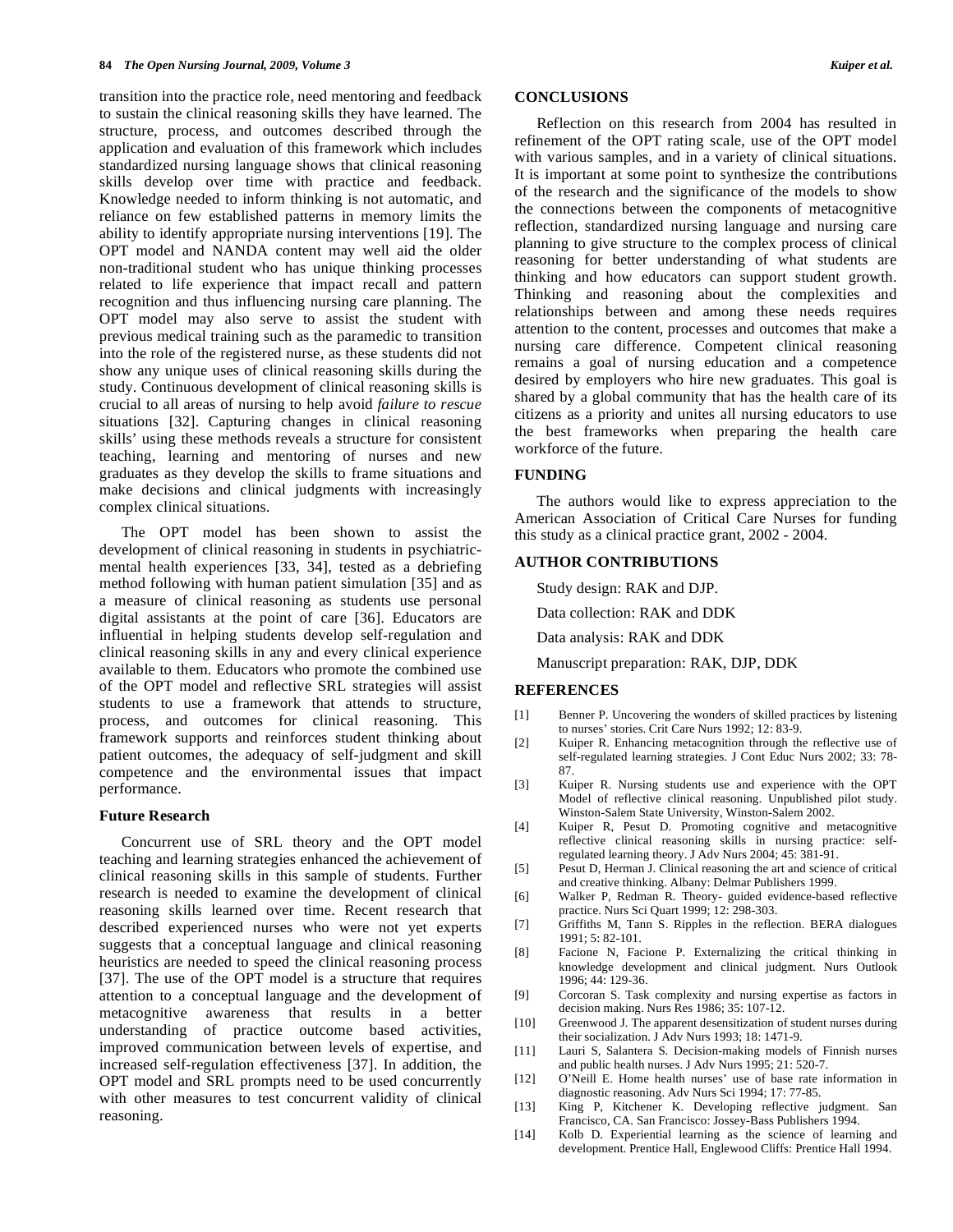transition into the practice role, need mentoring and feedback to sustain the clinical reasoning skills they have learned. The structure, process, and outcomes described through the application and evaluation of this framework which includes standardized nursing language shows that clinical reasoning skills develop over time with practice and feedback. Knowledge needed to inform thinking is not automatic, and reliance on few established patterns in memory limits the ability to identify appropriate nursing interventions [19]. The OPT model and NANDA content may well aid the older non-traditional student who has unique thinking processes related to life experience that impact recall and pattern recognition and thus influencing nursing care planning. The OPT model may also serve to assist the student with previous medical training such as the paramedic to transition into the role of the registered nurse, as these students did not show any unique uses of clinical reasoning skills during the study. Continuous development of clinical reasoning skills is crucial to all areas of nursing to help avoid *failure to rescue* situations [32]. Capturing changes in clinical reasoning skills' using these methods reveals a structure for consistent teaching, learning and mentoring of nurses and new graduates as they develop the skills to frame situations and make decisions and clinical judgments with increasingly complex clinical situations.

The OPT model has been shown to assist the development of clinical reasoning in students in psychiatric-mental health experiences [33, 34], tested as a debriefing method following with human patient simulation [35] and as a measure of clinical reasoning as students use personal digital assistants at the point of care [36]. Educators are influential in helping students develop self-regulation and clinical reasoning skills in any and every clinical experience available to them. Educators who promote the combined use of the OPT model and reflective SRL strategies will assist students to use a framework that attends to structure, process, and outcomes for clinical reasoning. This framework supports and reinforces student thinking about patient outcomes, the adequacy of self-judgment and skill competence and the environmental issues that impact performance.

### Future Research

Concurrent use of SRL theory and the OPT model teaching and learning strategies enhanced the achievement of clinical reasoning skills in this sample of students. Further research is needed to examine the development of clinical reasoning skills learned over time. Recent research that described experienced nurses who were not yet experts suggests that a conceptual language and clinical reasoning heuristics are needed to speed the clinical reasoning process [37]. The use of the OPT model is a structure that requires attention to a conceptual language and the development of metacognitive awareness that results in a better understanding of practice outcome based activities, improved communication between levels of expertise, and increased self-regulation effectiveness [37]. In addition, the OPT model and SRL prompts need to be used concurrently with other measures to test concurrent validity of clinical reasoning.

## CONCLUSIONS

Reflection on this research from 2004 has resulted in refinement of the OPT rating scale, use of the OPT model with various samples, and in a variety of clinical situations. It is important at some point to synthesize the contributions of the research and the significance of the models to show the connections between the components of metacognitive reflection, standardized nursing language and nursing care planning to give structure to the complex process of clinical reasoning for better understanding of what students are thinking and how educators can support student growth. Thinking and reasoning about the complexities and relationships between and among these needs requires attention to the content, processes and outcomes that make a nursing care difference. Competent clinical reasoning remains a goal of nursing education and a competence desired by employers who hire new graduates. This goal is shared by a global community that has the health care of its citizens as a priority and unites all nursing educators to use the best frameworks when preparing the health care workforce of the future.

## FUNDING

The authors would like to express appreciation to the American Association of Critical Care Nurses for funding this study as a clinical practice grant, 2002 - 2004.

## AUTHOR CONTRIBUTIONS

Study design: RAK and DJP.

Data collection: RAK and DDK

Data analysis: RAK and DDK

Manuscript preparation: RAK, DJP, DDK

## REFERENCES

[1] Benner P. Uncovering the wonders of skilled practices by listening to nurses' stories. Crit Care Nurs 1992; 12: 83-9.

[2] Kuiper R. Enhancing metacognition through the reflective use of self-regulated learning strategies. J Cont Educ Nurs 2002; 33: 78-87.

[3] Kuiper R. Nursing students use and experience with the OPT Model of reflective clinical reasoning. Unpublished pilot study. Winston-Salem State University, Winston-Salem 2002.

[4] Kuiper R, Pesut D. Promoting cognitive and metacognitive reflective clinical reasoning skills in nursing practice: self-regulated learning theory. J Adv Nurs 2004; 45: 381-91.

[5] Pesut D, Herman J. Clinical reasoning the art and science of critical and creative thinking. Albany: Delmar Publishers 1999.

[6] Walker P, Redman R. Theory- guided evidence-based reflective practice. Nurs Sci Quart 1999; 12: 298-303.

[7] Griffiths M, Tann S. Ripples in the reflection. BERA dialogues 1991; 5: 82-101.

[8] Facione N, Facione P. Externalizing the critical thinking in knowledge development and clinical judgment. Nurs Outlook 1996; 44: 129-36.

[9] Corcoran S. Task complexity and nursing expertise as factors in decision making. Nurs Res 1986; 35: 107-12.

[10] Greenwood J. The apparent desensitization of student nurses during their socialization. J Adv Nurs 1993; 18: 1471-9.

[11] Lauri S, Salantera S. Decision-making models of Finnish nurses and public health nurses. J Adv Nurs 1995; 21: 520-7.

[12] O'Neill E. Home health nurses' use of base rate information in diagnostic reasoning. Adv Nurs Sci 1994; 17: 77-85.

[13] King P, Kitchener K. Developing reflective judgment. San Francisco, CA. San Francisco: Jossey-Bass Publishers 1994.

[14] Kolb D. Experiential learning as the science of learning and development. Prentice Hall, Englewood Cliffs: Prentice Hall 1994.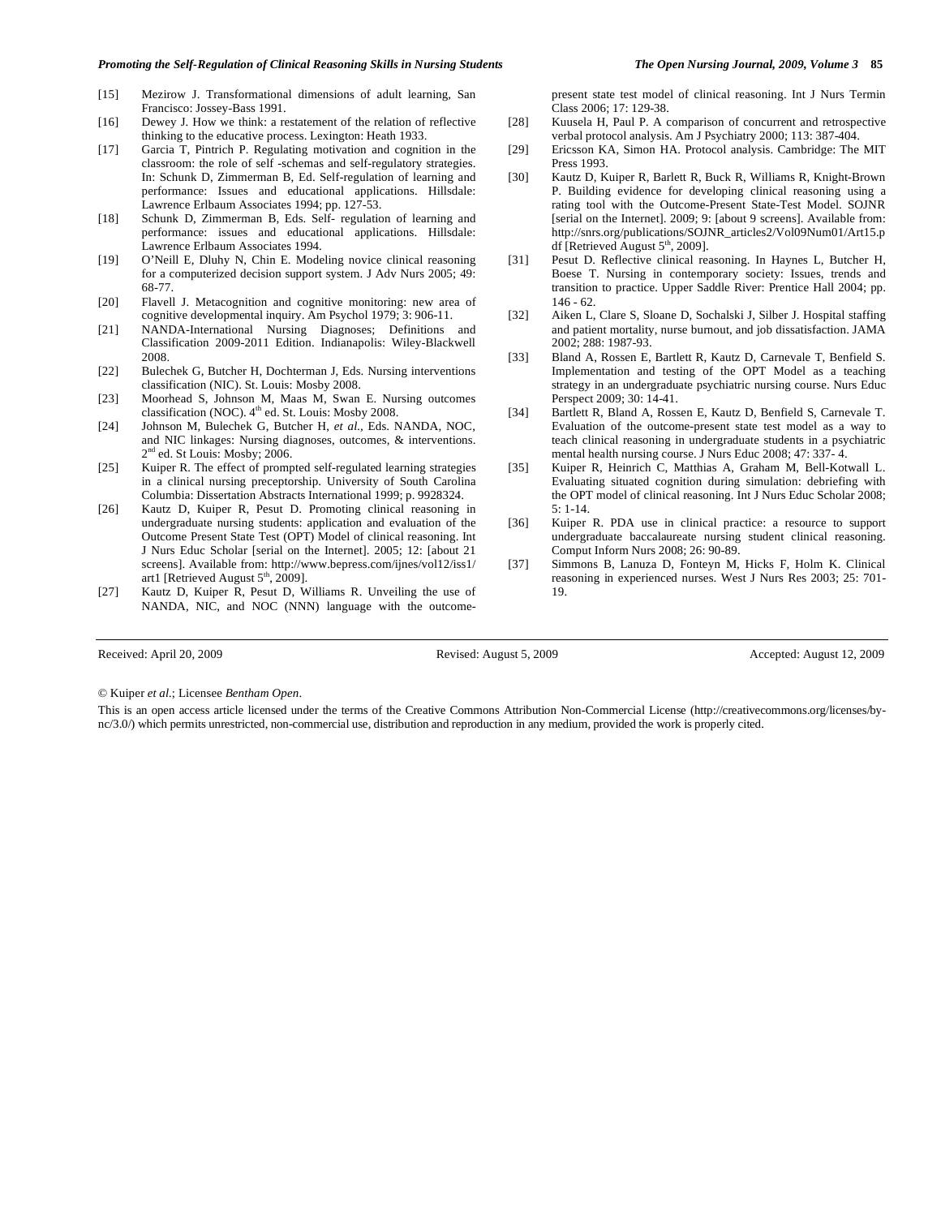[15] Mezirow J. Transformational dimensions of adult learning, San Francisco: Jossey-Bass 1991.

[16] Dewey J. How we think: a restatement of the relation of reflective thinking to the educative process. Lexington: Heath 1933.

[17] Garcia T, Pintrich P. Regulating motivation and cognition in the classroom: the role of self -schemas and self-regulatory strategies. In: Schunk D, Zimmerman B, Ed. Self-regulation of learning and performance: Issues and educational applications. Hillsdale: Lawrence Erlbaum Associates 1994; pp. 127-53.

[18] Schunk D, Zimmerman B, Eds. Self- regulation of learning and performance: issues and educational applications. Hillsdale: Lawrence Erlbaum Associates 1994.

[19] O'Neill E, Dluhy N, Chin E. Modeling novice clinical reasoning for a computerized decision support system. J Adv Nurs 2005; 49: 68-77.

[20] Flavell J. Metacognition and cognitive monitoring: new area of cognitive developmental inquiry. Am Psychol 1979; 3: 906-11.

[21] NANDA-International Nursing Diagnoses; Definitions and Classification 2009-2011 Edition. Indianapolis: Wiley-Blackwell 2008.

[22] Bulechek G, Butcher H, Dochterman J, Eds. Nursing interventions classification (NIC). St. Louis: Mosby 2008.

[23] Moorhead S, Johnson M, Maas M, Swan E. Nursing outcomes classification (NOC). 4th ed. St. Louis: Mosby 2008.

[24] Johnson M, Bulechek G, Butcher H, *et al.*, Eds. NANDA, NOC, and NIC linkages: Nursing diagnoses, outcomes, & interventions. 2nd ed. St Louis: Mosby; 2006.

[25] Kuiper R. The effect of prompted self-regulated learning strategies in a clinical nursing preceptorship. University of South Carolina Columbia: Dissertation Abstracts International 1999; p. 9928324.

[26] Kautz D, Kuiper R, Pesut D. Promoting clinical reasoning in undergraduate nursing students: application and evaluation of the Outcome Present State Test (OPT) Model of clinical reasoning. Int J Nurs Educ Scholar [serial on the Internet]. 2005; 12: [about 21 screens]. Available from: http://www.bepress.com/ijnes/vol12/iss1/art1 [Retrieved August 5th, 2009].

[27] Kautz D, Kuiper R, Pesut D, Williams R. Unveiling the use of NANDA, NIC, and NOC (NNN) language with the outcome-present state test model of clinical reasoning. Int J Nurs Termin Class 2006; 17: 129-38.

[28] Kuusela H, Paul P. A comparison of concurrent and retrospective verbal protocol analysis. Am J Psychiatry 2000; 113: 387-404.

[29] Ericsson KA, Simon HA. Protocol analysis. Cambridge: The MIT Press 1993.

[30] Kautz D, Kuiper R, Barlett R, Buck R, Williams R, Knight-Brown P. Building evidence for developing clinical reasoning using a rating tool with the Outcome-Present State-Test Model. SOJNR [serial on the Internet]. 2009; 9: [about 9 screens]. Available from: http://snrs.org/publications/SOJNR_articles2/Vol09Num01/Art15.pdf [Retrieved August 5th, 2009].

[31] Pesut D. Reflective clinical reasoning. In Haynes L, Butcher H, Boese T. Nursing in contemporary society: Issues, trends and transition to practice. Upper Saddle River: Prentice Hall 2004; pp. 146 - 62.

[32] Aiken L, Clare S, Sloane D, Sochalski J, Silber J. Hospital staffing and patient mortality, nurse burnout, and job dissatisfaction. JAMA 2002; 288: 1987-93.

[33] Bland A, Rossen E, Bartlett R, Kautz D, Carnevale T, Benfield S. Implementation and testing of the OPT Model as a teaching strategy in an undergraduate psychiatric nursing course. Nurs Educ Perspect 2009; 30: 14-41.

[34] Bartlett R, Bland A, Rossen E, Kautz D, Benfield S, Carnevale T. Evaluation of the outcome-present state test model as a way to teach clinical reasoning in undergraduate students in a psychiatric mental health nursing course. J Nurs Educ 2008; 47: 337- 4.

[35] Kuiper R, Heinrich C, Matthias A, Graham M, Bell-Kotwall L. Evaluating situated cognition during simulation: debriefing with the OPT model of clinical reasoning. Int J Nurs Educ Scholar 2008; 5: 1-14.

[36] Kuiper R. PDA use in clinical practice: a resource to support undergraduate baccalaureate nursing student clinical reasoning. Comput Inform Nurs 2008; 26: 90-89.

[37] Simmons B, Lanuza D, Fonteyn M, Hicks F, Holm K. Clinical reasoning in experienced nurses. West J Nurs Res 2003; 25: 701-19.

Received: April 20, 2009 Revised: August 5, 2009 Accepted: August 12, 2009

© Kuiper *et al.*; Licensee *Bentham Open*.

This is an open access article licensed under the terms of the Creative Commons Attribution Non-Commercial License (http://creativecommons.org/licenses/by-nc/3.0/) which permits unrestricted, non-commercial use, distribution and reproduction in any medium, provided the work is properly cited.